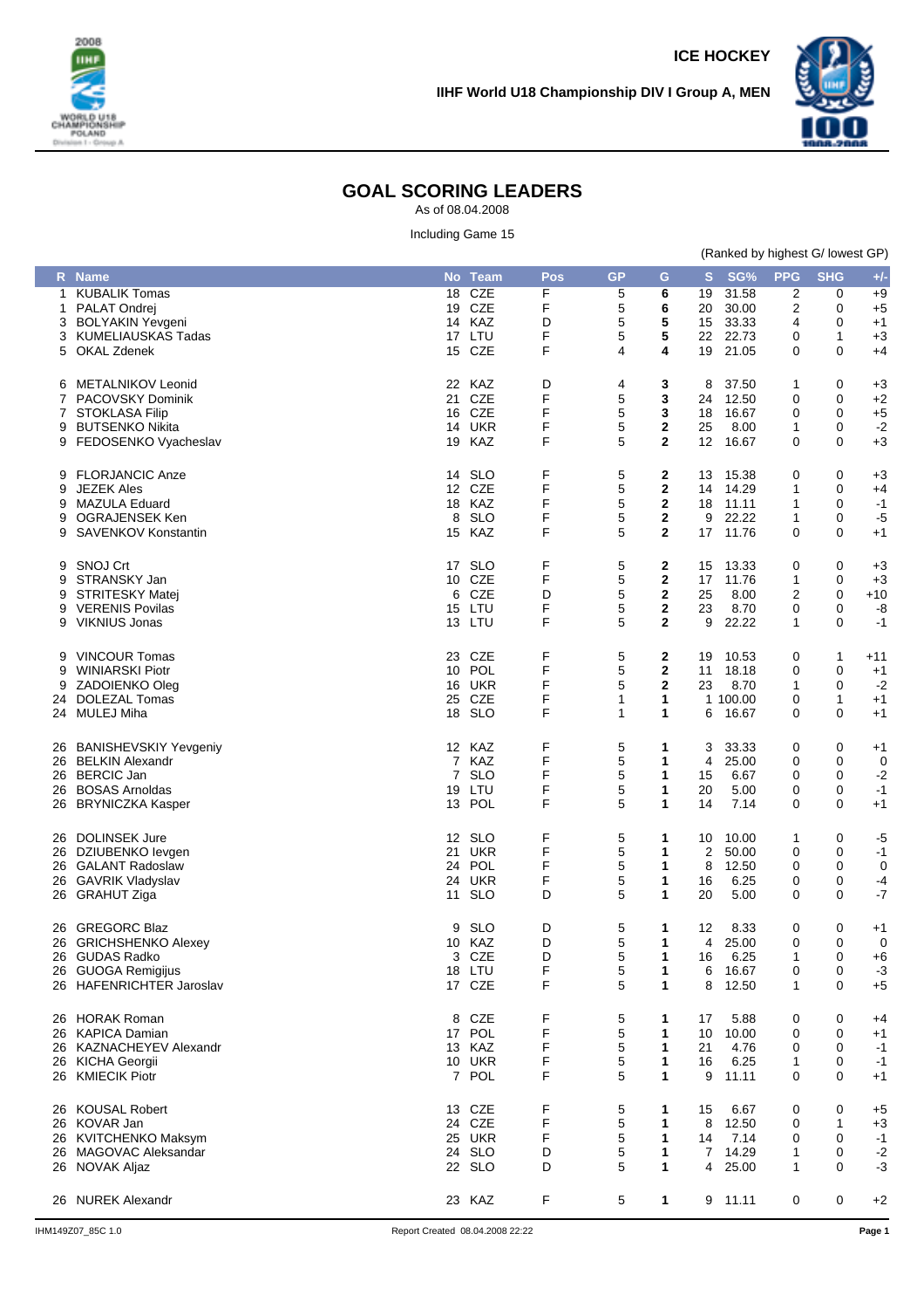ICE HOCKEY

IIHF World U18 Championship DIV I Group A, MEN

# GOAL SCORING LEADERS

As of 08.04.2008

Including Game 15

(Ranked by highest G/ lowest GP)

| R | Name | No | Team | Pos | GP | G | S | SG% | PPG | SHG | +/- |
|---|---|---|---|---|---|---|---|---|---|---|---|
| 1 | KUBALIK Tomas | 18 | CZE | F | 5 | **6** | 19 | 31.58 | 2 | 0 | +9 |
| 1 | PALAT Ondrej | 19 | CZE | F | 5 | **6** | 20 | 30.00 | 2 | 0 | +5 |
| 3 | BOLYAKIN Yevgeni | 14 | KAZ | D | 5 | **5** | 15 | 33.33 | 4 | 0 | +1 |
| 3 | KUMELIAUSKAS Tadas | 17 | LTU | F | 5 | **5** | 22 | 22.73 | 0 | 1 | +3 |
| 5 | OKAL Zdenek | 15 | CZE | F | 4 | **4** | 19 | 21.05 | 0 | 0 | +4 |
| 6 | METALNIKOV Leonid | 22 | KAZ | D | 4 | **3** | 8 | 37.50 | 1 | 0 | +3 |
| 7 | PACOVSKY Dominik | 21 | CZE | F | 5 | **3** | 24 | 12.50 | 0 | 0 | +2 |
| 7 | STOKLASA Filip | 16 | CZE | F | 5 | **3** | 18 | 16.67 | 0 | 0 | +5 |
| 9 | BUTSENKO Nikita | 14 | UKR | F | 5 | **2** | 25 | 8.00 | 1 | 0 | -2 |
| 9 | FEDOSENKO Vyacheslav | 19 | KAZ | F | 5 | **2** | 12 | 16.67 | 0 | 0 | +3 |
| 9 | FLORJANCIC Anze | 14 | SLO | F | 5 | **2** | 13 | 15.38 | 0 | 0 | +3 |
| 9 | JEZEK Ales | 12 | CZE | F | 5 | **2** | 14 | 14.29 | 1 | 0 | +4 |
| 9 | MAZULA Eduard | 18 | KAZ | F | 5 | **2** | 18 | 11.11 | 1 | 0 | -1 |
| 9 | OGRAJENSEK Ken | 8 | SLO | F | 5 | **2** | 9 | 22.22 | 1 | 0 | -5 |
| 9 | SAVENKOV Konstantin | 15 | KAZ | F | 5 | **2** | 17 | 11.76 | 0 | 0 | +1 |
| 9 | SNOJ Crt | 17 | SLO | F | 5 | **2** | 15 | 13.33 | 0 | 0 | +3 |
| 9 | STRANSKY Jan | 10 | CZE | F | 5 | **2** | 17 | 11.76 | 1 | 0 | +3 |
| 9 | STRITESKY Matej | 6 | CZE | D | 5 | **2** | 25 | 8.00 | 2 | 0 | +10 |
| 9 | VERENIS Povilas | 15 | LTU | F | 5 | **2** | 23 | 8.70 | 0 | 0 | -8 |
| 9 | VIKNIUS Jonas | 13 | LTU | F | 5 | **2** | 9 | 22.22 | 1 | 0 | -1 |
| 9 | VINCOUR Tomas | 23 | CZE | F | 5 | **2** | 19 | 10.53 | 0 | 1 | +11 |
| 9 | WINIARSKI Piotr | 10 | POL | F | 5 | **2** | 11 | 18.18 | 0 | 0 | +1 |
| 9 | ZADOIENKO Oleg | 16 | UKR | F | 5 | **2** | 23 | 8.70 | 1 | 0 | -2 |
| 24 | DOLEZAL Tomas | 25 | CZE | F | 1 | **1** | 1 | 100.00 | 0 | 1 | +1 |
| 24 | MULEJ Miha | 18 | SLO | F | 1 | **1** | 6 | 16.67 | 0 | 0 | +1 |
| 26 | BANISHEVSKIY Yevgeniy | 12 | KAZ | F | 5 | **1** | 3 | 33.33 | 0 | 0 | +1 |
| 26 | BELKIN Alexandr | 7 | KAZ | F | 5 | **1** | 4 | 25.00 | 0 | 0 | 0 |
| 26 | BERCIC Jan | 7 | SLO | F | 5 | **1** | 15 | 6.67 | 0 | 0 | -2 |
| 26 | BOSAS Arnoldas | 19 | LTU | F | 5 | **1** | 20 | 5.00 | 0 | 0 | -1 |
| 26 | BRYNICZKA Kasper | 13 | POL | F | 5 | **1** | 14 | 7.14 | 0 | 0 | +1 |
| 26 | DOLINSEK Jure | 12 | SLO | F | 5 | **1** | 10 | 10.00 | 1 | 0 | -5 |
| 26 | DZIUBENKO Ievgen | 21 | UKR | F | 5 | **1** | 2 | 50.00 | 0 | 0 | -1 |
| 26 | GALANT Radoslaw | 24 | POL | F | 5 | **1** | 8 | 12.50 | 0 | 0 | 0 |
| 26 | GAVRIK Vladyslav | 24 | UKR | F | 5 | **1** | 16 | 6.25 | 0 | 0 | -4 |
| 26 | GRAHUT Ziga | 11 | SLO | D | 5 | **1** | 20 | 5.00 | 0 | 0 | -7 |
| 26 | GREGORC Blaz | 9 | SLO | D | 5 | **1** | 12 | 8.33 | 0 | 0 | +1 |
| 26 | GRICHSHENKO Alexey | 10 | KAZ | D | 5 | **1** | 4 | 25.00 | 0 | 0 | 0 |
| 26 | GUDAS Radko | 3 | CZE | D | 5 | **1** | 16 | 6.25 | 1 | 0 | +6 |
| 26 | GUOGA Remigijus | 18 | LTU | F | 5 | **1** | 6 | 16.67 | 0 | 0 | -3 |
| 26 | HAFENRICHTER Jaroslav | 17 | CZE | F | 5 | **1** | 8 | 12.50 | 1 | 0 | +5 |
| 26 | HORAK Roman | 8 | CZE | F | 5 | **1** | 17 | 5.88 | 0 | 0 | +4 |
| 26 | KAPICA Damian | 17 | POL | F | 5 | **1** | 10 | 10.00 | 0 | 0 | +1 |
| 26 | KAZNACHEYEV Alexandr | 13 | KAZ | F | 5 | **1** | 21 | 4.76 | 0 | 0 | -1 |
| 26 | KICHA Georgii | 10 | UKR | F | 5 | **1** | 16 | 6.25 | 1 | 0 | -1 |
| 26 | KMIECIK Piotr | 7 | POL | F | 5 | **1** | 9 | 11.11 | 0 | 0 | +1 |
| 26 | KOUSAL Robert | 13 | CZE | F | 5 | **1** | 15 | 6.67 | 0 | 0 | +5 |
| 26 | KOVAR Jan | 24 | CZE | F | 5 | **1** | 8 | 12.50 | 0 | 1 | +3 |
| 26 | KVITCHENKO Maksym | 25 | UKR | F | 5 | **1** | 14 | 7.14 | 0 | 0 | -1 |
| 26 | MAGOVAC Aleksandar | 24 | SLO | D | 5 | **1** | 7 | 14.29 | 1 | 0 | -2 |
| 26 | NOVAK Aljaz | 22 | SLO | D | 5 | **1** | 4 | 25.00 | 1 | 0 | -3 |
| 26 | NUREK Alexandr | 23 | KAZ | F | 5 | **1** | 9 | 11.11 | 0 | 0 | +2 |

IHM149Z07_85C 1.0 Report Created 08.04.2008 22:22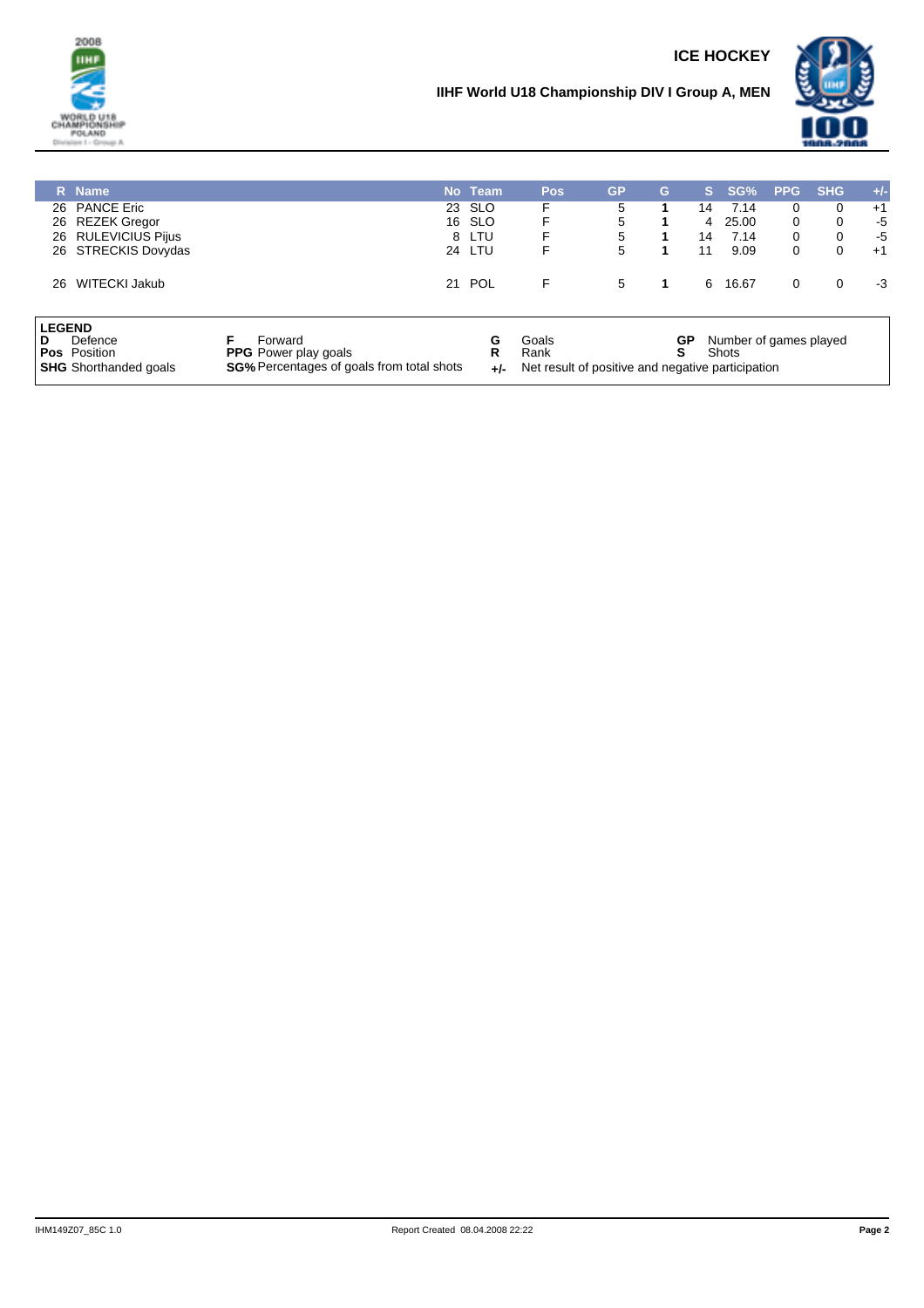ICE HOCKEY

IIHF World U18 Championship DIV I Group A, MEN

| R | Name | No | Team | Pos | GP | G | S | SG% | PPG | SHG | +/- |
|---|---|---|---|---|---|---|---|---|---|---|---|
| 26 | PANCE Eric | 23 | SLO | F | 5 | **1** | 14 | 7.14 | 0 | 0 | +1 |
| 26 | REZEK Gregor | 16 | SLO | F | 5 | **1** | 4 | 25.00 | 0 | 0 | -5 |
| 26 | RULEVICIUS Pijus | 8 | LTU | F | 5 | **1** | 14 | 7.14 | 0 | 0 | -5 |
| 26 | STRECKIS Dovydas | 24 | LTU | F | 5 | **1** | 11 | 9.09 | 0 | 0 | +1 |
| 26 | WITECKI Jakub | 21 | POL | F | 5 | **1** | 6 | 16.67 | 0 | 0 | -3 |

**LEGEND**

**D** Defence
**Pos** Position
**SHG** Shorthanded goals
**F** Forward
**PPG** Power play goals
**SG%** Percentages of goals from total shots
**G** Goals
**R** Rank
**+/-** Net result of positive and negative participation
**GP** Number of games played
**S** Shots

IHM149Z07_85C 1.0 Report Created 08.04.2008 22:22